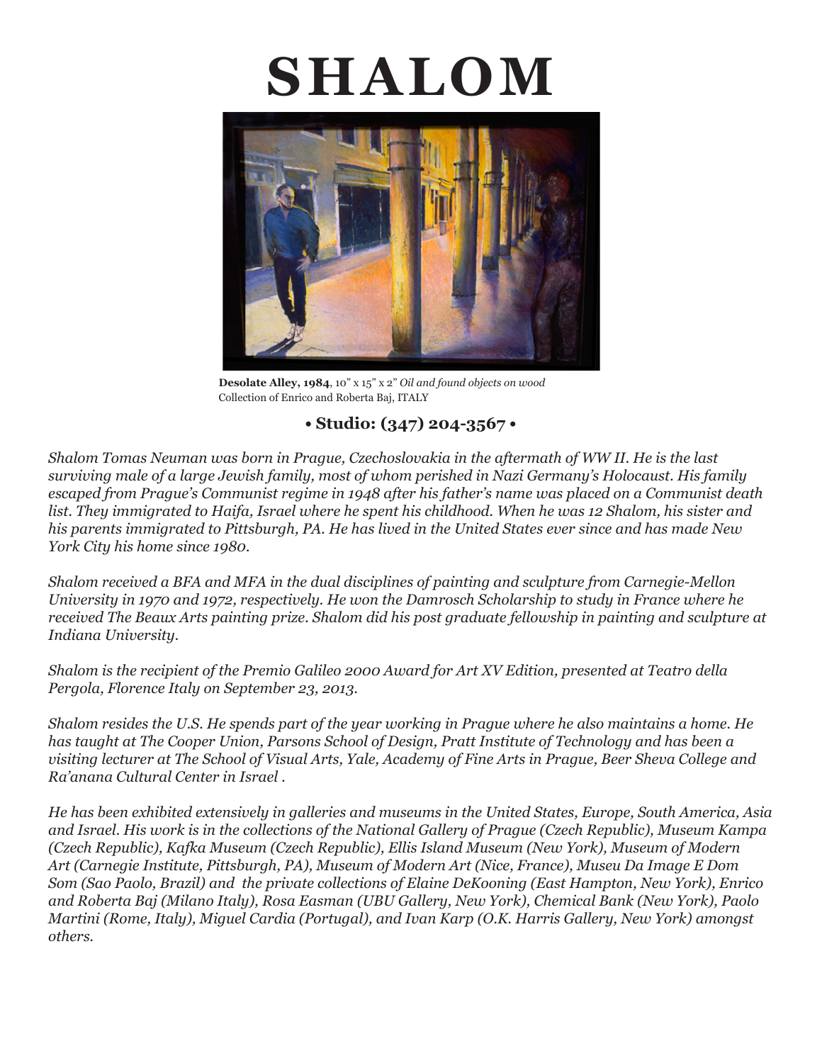# SHALOM

**Desolate Alley, 1984**, 10" x 15" x 2" *Oil and found objects on wood*
Collection of Enrico and Roberta Baj, ITALY

**• Studio: (347) 204-3567 •**

*Shalom Tomas Neuman was born in Prague, Czechoslovakia in the aftermath of WW II. He is the last surviving male of a large Jewish family, most of whom perished in Nazi Germany's Holocaust. His family escaped from Prague's Communist regime in 1948 after his father's name was placed on a Communist death list. They immigrated to Haifa, Israel where he spent his childhood. When he was 12 Shalom, his sister and his parents immigrated to Pittsburgh, PA. He has lived in the United States ever since and has made New York City his home since 1980.*

*Shalom received a BFA and MFA in the dual disciplines of painting and sculpture from Carnegie-Mellon University in 1970 and 1972, respectively. He won the Damrosch Scholarship to study in France where he received The Beaux Arts painting prize. Shalom did his post graduate fellowship in painting and sculpture at Indiana University.*

*Shalom is the recipient of the Premio Galileo 2000 Award for Art XV Edition, presented at Teatro della Pergola, Florence Italy on September 23, 2013.*

*Shalom resides the U.S. He spends part of the year working in Prague where he also maintains a home. He has taught at The Cooper Union, Parsons School of Design, Pratt Institute of Technology and has been a visiting lecturer at The School of Visual Arts, Yale, Academy of Fine Arts in Prague, Beer Sheva College and Ra'anana Cultural Center in Israel .*

*He has been exhibited extensively in galleries and museums in the United States, Europe, South America, Asia and Israel. His work is in the collections of the National Gallery of Prague (Czech Republic), Museum Kampa (Czech Republic), Kafka Museum (Czech Republic), Ellis Island Museum (New York), Museum of Modern Art (Carnegie Institute, Pittsburgh, PA), Museum of Modern Art (Nice, France), Museu Da Image E Dom Som (Sao Paolo, Brazil) and the private collections of Elaine DeKooning (East Hampton, New York), Enrico and Roberta Baj (Milano Italy), Rosa Easman (UBU Gallery, New York), Chemical Bank (New York), Paolo Martini (Rome, Italy), Miguel Cardia (Portugal), and Ivan Karp (O.K. Harris Gallery, New York) amongst others.*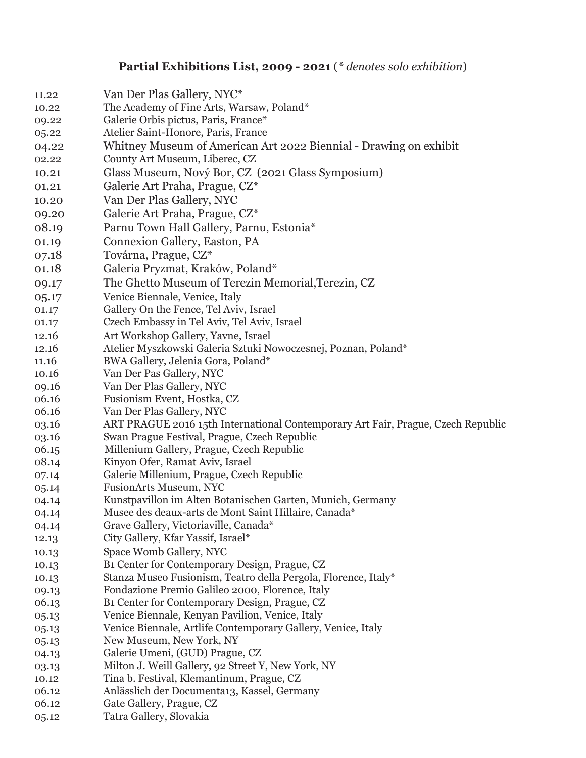## **Partial Exhibitions List, 2009 - 2021** (*\* denotes solo exhibition*)

| | |
|---|---|
| 11.22 | Van Der Plas Gallery, NYC* |
| 10.22 | The Academy of Fine Arts, Warsaw, Poland* |
| 09.22 | Galerie Orbis pictus, Paris, France* |
| 05.22 | Atelier Saint-Honore, Paris, France |
| 04.22 | Whitney Museum of American Art 2022 Biennial - Drawing on exhibit |
| 02.22 | County Art Museum, Liberec, CZ |
| 10.21 | Glass Museum, Nový Bor, CZ (2021 Glass Symposium) |
| 01.21 | Galerie Art Praha, Prague, CZ* |
| 10.20 | Van Der Plas Gallery, NYC |
| 09.20 | Galerie Art Praha, Prague, CZ* |
| 08.19 | Parnu Town Hall Gallery, Parnu, Estonia* |
| 01.19 | Connexion Gallery, Easton, PA |
| 07.18 | Továrna, Prague, CZ* |
| 01.18 | Galeria Pryzmat, Kraków, Poland* |
| 09.17 | The Ghetto Museum of Terezin Memorial,Terezin, CZ |
| 05.17 | Venice Biennale, Venice, Italy |
| 01.17 | Gallery On the Fence, Tel Aviv, Israel |
| 01.17 | Czech Embassy in Tel Aviv, Tel Aviv, Israel |
| 12.16 | Art Workshop Gallery, Yavne, Israel |
| 12.16 | Atelier Myszkowski Galeria Sztuki Nowoczesnej, Poznan, Poland* |
| 11.16 | BWA Gallery, Jelenia Gora, Poland* |
| 10.16 | Van Der Pas Gallery, NYC |
| 09.16 | Van Der Plas Gallery, NYC |
| 06.16 | Fusionism Event, Hostka, CZ |
| 06.16 | Van Der Plas Gallery, NYC |
| 03.16 | ART PRAGUE 2016 15th International Contemporary Art Fair, Prague, Czech Republic |
| 03.16 | Swan Prague Festival, Prague, Czech Republic |
| 06.15 | Millenium Gallery, Prague, Czech Republic |
| 08.14 | Kinyon Ofer, Ramat Aviv, Israel |
| 07.14 | Galerie Millenium, Prague, Czech Republic |
| 05.14 | FusionArts Museum, NYC |
| 04.14 | Kunstpavillon im Alten Botanischen Garten, Munich, Germany |
| 04.14 | Musee des deaux-arts de Mont Saint Hillaire, Canada* |
| 04.14 | Grave Gallery, Victoriaville, Canada* |
| 12.13 | City Gallery, Kfar Yassif, Israel* |
| 10.13 | Space Womb Gallery, NYC |
| 10.13 | B1 Center for Contemporary Design, Prague, CZ |
| 10.13 | Stanza Museo Fusionism, Teatro della Pergola, Florence, Italy* |
| 09.13 | Fondazione Premio Galileo 2000, Florence, Italy |
| 06.13 | B1 Center for Contemporary Design, Prague, CZ |
| 05.13 | Venice Biennale, Kenyan Pavilion, Venice, Italy |
| 05.13 | Venice Biennale, Artlife Contemporary Gallery, Venice, Italy |
| 05.13 | New Museum, New York, NY |
| 04.13 | Galerie Umeni, (GUD) Prague, CZ |
| 03.13 | Milton J. Weill Gallery, 92 Street Y, New York, NY |
| 10.12 | Tina b. Festival, Klemantinum, Prague, CZ |
| 06.12 | Anlässlich der Documenta13, Kassel, Germany |
| 06.12 | Gate Gallery, Prague, CZ |
| 05.12 | Tatra Gallery, Slovakia |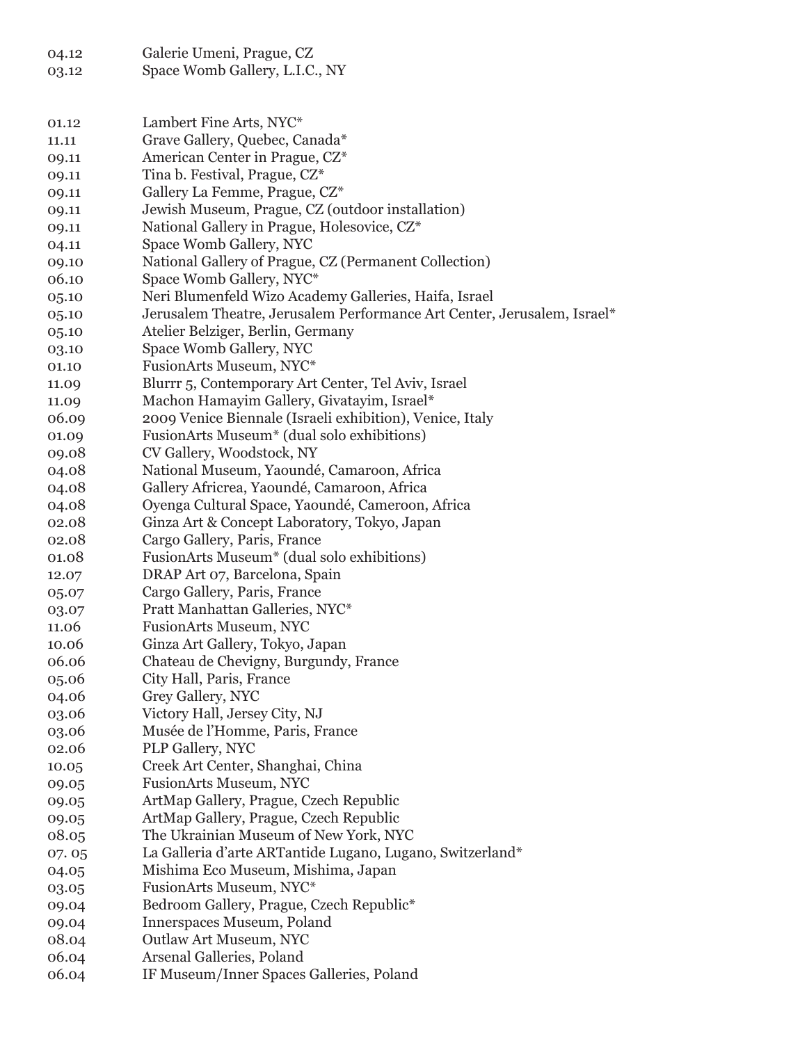04.12 Galerie Umeni, Prague, CZ
03.12 Space Womb Gallery, L.I.C., NY

01.12 Lambert Fine Arts, NYC*
11.11 Grave Gallery, Quebec, Canada*
09.11 American Center in Prague, CZ*
09.11 Tina b. Festival, Prague, CZ*
09.11 Gallery La Femme, Prague, CZ*
09.11 Jewish Museum, Prague, CZ (outdoor installation)
09.11 National Gallery in Prague, Holesovice, CZ*
04.11 Space Womb Gallery, NYC
09.10 National Gallery of Prague, CZ (Permanent Collection)
06.10 Space Womb Gallery, NYC*
05.10 Neri Blumenfeld Wizo Academy Galleries, Haifa, Israel
05.10 Jerusalem Theatre, Jerusalem Performance Art Center, Jerusalem, Israel*
05.10 Atelier Belziger, Berlin, Germany
03.10 Space Womb Gallery, NYC
01.10 FusionArts Museum, NYC*
11.09 Blurrr 5, Contemporary Art Center, Tel Aviv, Israel
11.09 Machon Hamayim Gallery, Givatayim, Israel*
06.09 2009 Venice Biennale (Israeli exhibition), Venice, Italy
01.09 FusionArts Museum* (dual solo exhibitions)
09.08 CV Gallery, Woodstock, NY
04.08 National Museum, Yaoundé, Camaroon, Africa
04.08 Gallery Africrea, Yaoundé, Camaroon, Africa
04.08 Oyenga Cultural Space, Yaoundé, Cameroon, Africa
02.08 Ginza Art & Concept Laboratory, Tokyo, Japan
02.08 Cargo Gallery, Paris, France
01.08 FusionArts Museum* (dual solo exhibitions)
12.07 DRAP Art 07, Barcelona, Spain
05.07 Cargo Gallery, Paris, France
03.07 Pratt Manhattan Galleries, NYC*
11.06 FusionArts Museum, NYC
10.06 Ginza Art Gallery, Tokyo, Japan
06.06 Chateau de Chevigny, Burgundy, France
05.06 City Hall, Paris, France
04.06 Grey Gallery, NYC
03.06 Victory Hall, Jersey City, NJ
03.06 Musée de l'Homme, Paris, France
02.06 PLP Gallery, NYC
10.05 Creek Art Center, Shanghai, China
09.05 FusionArts Museum, NYC
09.05 ArtMap Gallery, Prague, Czech Republic
09.05 ArtMap Gallery, Prague, Czech Republic
08.05 The Ukrainian Museum of New York, NYC
07. 05 La Galleria d'arte ARTantide Lugano, Lugano, Switzerland*
04.05 Mishima Eco Museum, Mishima, Japan
03.05 FusionArts Museum, NYC*
09.04 Bedroom Gallery, Prague, Czech Republic*
09.04 Innerspaces Museum, Poland
08.04 Outlaw Art Museum, NYC
06.04 Arsenal Galleries, Poland
06.04 IF Museum/Inner Spaces Galleries, Poland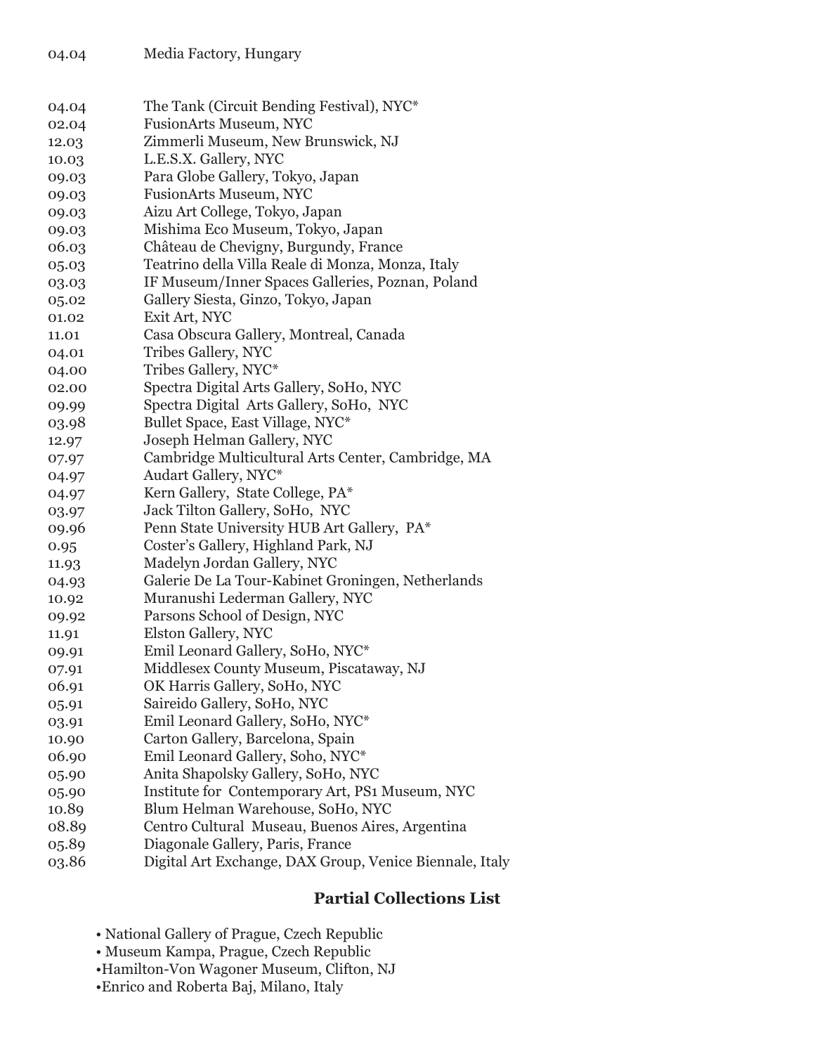04.04 Media Factory, Hungary

04.04 The Tank (Circuit Bending Festival), NYC*
02.04 FusionArts Museum, NYC
12.03 Zimmerli Museum, New Brunswick, NJ
10.03 L.E.S.X. Gallery, NYC
09.03 Para Globe Gallery, Tokyo, Japan
09.03 FusionArts Museum, NYC
09.03 Aizu Art College, Tokyo, Japan
09.03 Mishima Eco Museum, Tokyo, Japan
06.03 Château de Chevigny, Burgundy, France
05.03 Teatrino della Villa Reale di Monza, Monza, Italy
03.03 IF Museum/Inner Spaces Galleries, Poznan, Poland
05.02 Gallery Siesta, Ginzo, Tokyo, Japan
01.02 Exit Art, NYC
11.01 Casa Obscura Gallery, Montreal, Canada
04.01 Tribes Gallery, NYC
04.00 Tribes Gallery, NYC*
02.00 Spectra Digital Arts Gallery, SoHo, NYC
09.99 Spectra Digital Arts Gallery, SoHo, NYC
03.98 Bullet Space, East Village, NYC*
12.97 Joseph Helman Gallery, NYC
07.97 Cambridge Multicultural Arts Center, Cambridge, MA
04.97 Audart Gallery, NYC*
04.97 Kern Gallery, State College, PA*
03.97 Jack Tilton Gallery, SoHo, NYC
09.96 Penn State University HUB Art Gallery, PA*
0.95 Coster's Gallery, Highland Park, NJ
11.93 Madelyn Jordan Gallery, NYC
04.93 Galerie De La Tour-Kabinet Groningen, Netherlands
10.92 Muranushi Lederman Gallery, NYC
09.92 Parsons School of Design, NYC
11.91 Elston Gallery, NYC
09.91 Emil Leonard Gallery, SoHo, NYC*
07.91 Middlesex County Museum, Piscataway, NJ
06.91 OK Harris Gallery, SoHo, NYC
05.91 Saireido Gallery, SoHo, NYC
03.91 Emil Leonard Gallery, SoHo, NYC*
10.90 Carton Gallery, Barcelona, Spain
06.90 Emil Leonard Gallery, Soho, NYC*
05.90 Anita Shapolsky Gallery, SoHo, NYC
05.90 Institute for Contemporary Art, PS1 Museum, NYC
10.89 Blum Helman Warehouse, SoHo, NYC
08.89 Centro Cultural Museau, Buenos Aires, Argentina
05.89 Diagonale Gallery, Paris, France
03.86 Digital Art Exchange, DAX Group, Venice Biennale, Italy

## Partial Collections List

- National Gallery of Prague, Czech Republic
- Museum Kampa, Prague, Czech Republic
- Hamilton-Von Wagoner Museum, Clifton, NJ
- Enrico and Roberta Baj, Milano, Italy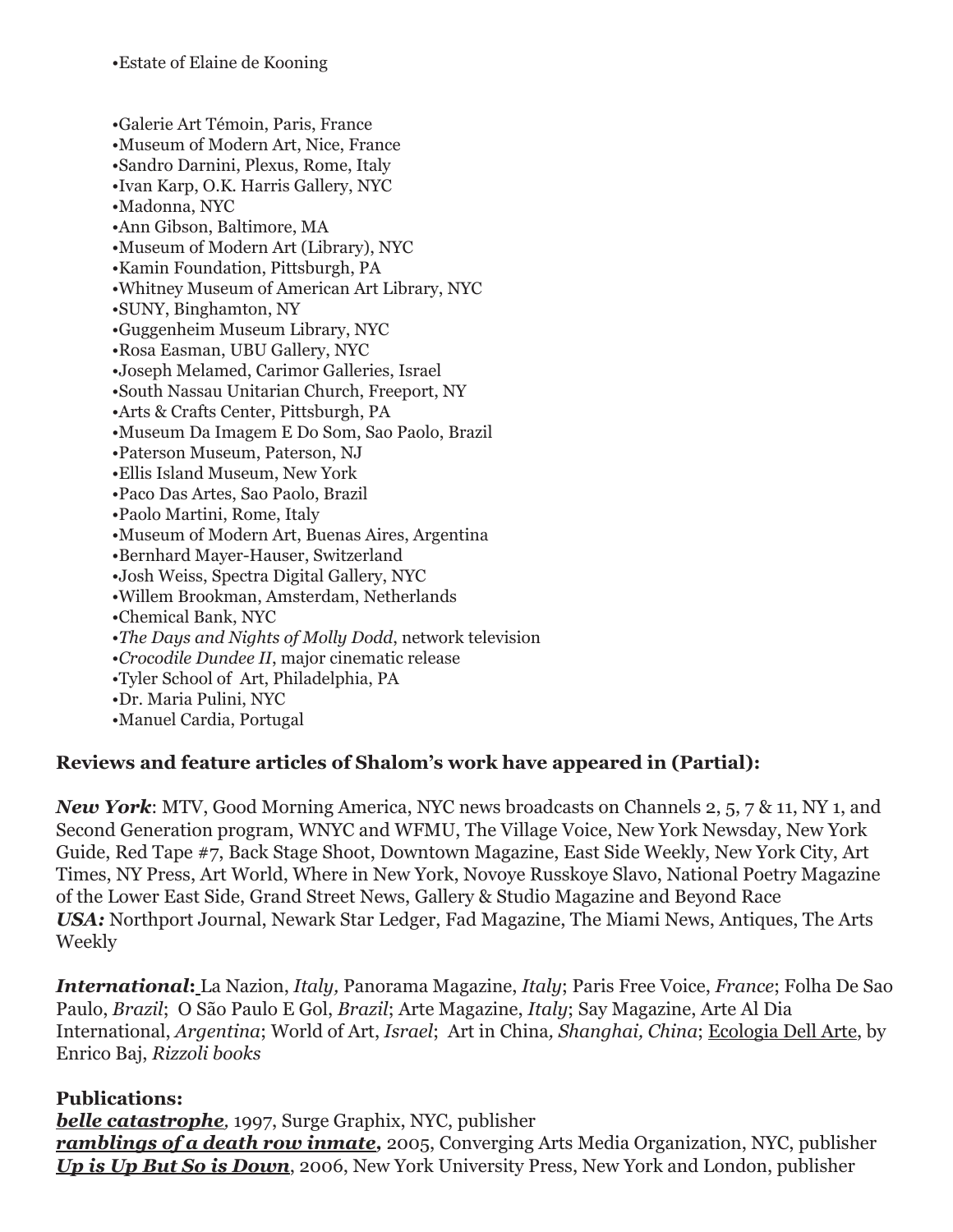•Estate of Elaine de Kooning

•Galerie Art Témoin, Paris, France
•Museum of Modern Art, Nice, France
•Sandro Darnini, Plexus, Rome, Italy
•Ivan Karp, O.K. Harris Gallery, NYC
•Madonna, NYC
•Ann Gibson, Baltimore, MA
•Museum of Modern Art (Library), NYC
•Kamin Foundation, Pittsburgh, PA
•Whitney Museum of American Art Library, NYC
•SUNY, Binghamton, NY
•Guggenheim Museum Library, NYC
•Rosa Easman, UBU Gallery, NYC
•Joseph Melamed, Carimor Galleries, Israel
•South Nassau Unitarian Church, Freeport, NY
•Arts & Crafts Center, Pittsburgh, PA
•Museum Da Imagem E Do Som, Sao Paolo, Brazil
•Paterson Museum, Paterson, NJ
•Ellis Island Museum, New York
•Paco Das Artes, Sao Paolo, Brazil
•Paolo Martini, Rome, Italy
•Museum of Modern Art, Buenas Aires, Argentina
•Bernhard Mayer-Hauser, Switzerland
•Josh Weiss, Spectra Digital Gallery, NYC
•Willem Brookman, Amsterdam, Netherlands
•Chemical Bank, NYC
•*The Days and Nights of Molly Dodd*, network television
•*Crocodile Dundee II*, major cinematic release
•Tyler School of Art, Philadelphia, PA
•Dr. Maria Pulini, NYC
•Manuel Cardia, Portugal

**Reviews and feature articles of Shalom's work have appeared in (Partial):**

***New York***: MTV, Good Morning America, NYC news broadcasts on Channels 2, 5, 7 & 11, NY 1, and Second Generation program, WNYC and WFMU, The Village Voice, New York Newsday, New York Guide, Red Tape #7, Back Stage Shoot, Downtown Magazine, East Side Weekly, New York City, Art Times, NY Press, Art World, Where in New York, Novoye Russkoye Slavo, National Poetry Magazine of the Lower East Side, Grand Street News, Gallery & Studio Magazine and Beyond Race
***USA:*** Northport Journal, Newark Star Ledger, Fad Magazine, The Miami News, Antiques, The Arts Weekly

***International*:** La Nazion, *Italy,* Panorama Magazine, *Italy*; Paris Free Voice, *France*; Folha De Sao Paulo, *Brazil*; O São Paulo E Gol, *Brazil*; Arte Magazine, *Italy*; Say Magazine, Arte Al Dia International, *Argentina*; World of Art, *Israel*; Art in China*, Shanghai, China*; Ecologia Dell Arte, by Enrico Baj, *Rizzoli books*

**Publications:**
***belle catastrophe***, 1997, Surge Graphix, NYC, publisher
***ramblings of a death row inmate,*** 2005, Converging Arts Media Organization, NYC, publisher
***Up is Up But So is Down***, 2006, New York University Press, New York and London, publisher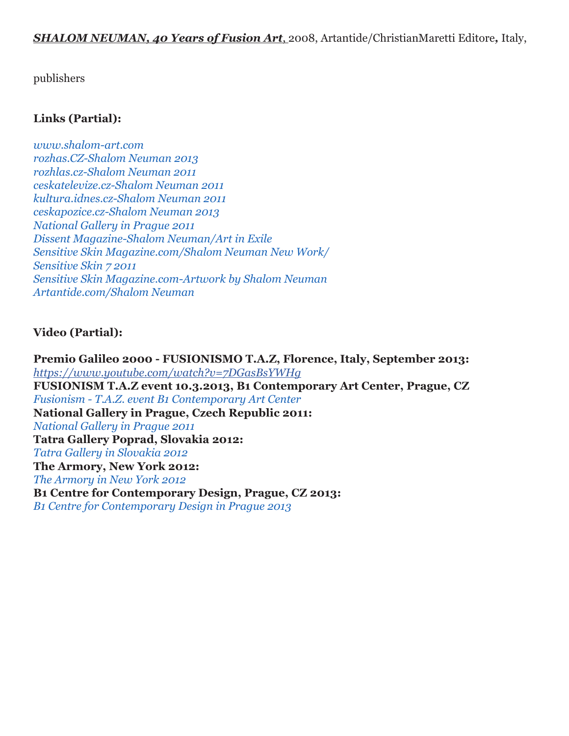***SHALOM NEUMAN, 40 Years of Fusion Art***, 2008, Artantide/ChristianMaretti Editore, Italy,

publishers

**Links (Partial):**

*www.shalom-art.com*
*rozhas.CZ-Shalom Neuman 2013*
*rozhlas.cz-Shalom Neuman 2011*
*ceskatelevize.cz-Shalom Neuman 2011*
*kultura.idnes.cz-Shalom Neuman 2011*
*ceskapozice.cz-Shalom Neuman 2013*
*National Gallery in Prague 2011*
*Dissent Magazine-Shalom Neuman/Art in Exile*
*Sensitive Skin Magazine.com/Shalom Neuman New Work/*
*Sensitive Skin 7 2011*
*Sensitive Skin Magazine.com-Artwork by Shalom Neuman*
*Artantide.com/Shalom Neuman*

**Video (Partial):**

**Premio Galileo 2000 - FUSIONISMO T.A.Z, Florence, Italy, September 2013:**
*https://www.youtube.com/watch?v=7DGasBsYWHg*
**FUSIONISM T.A.Z event 10.3.2013, B1 Contemporary Art Center, Prague, CZ**
*Fusionism - T.A.Z. event B1 Contemporary Art Center*
**National Gallery in Prague, Czech Republic 2011:**
*National Gallery in Prague 2011*
**Tatra Gallery Poprad, Slovakia 2012:**
*Tatra Gallery in Slovakia 2012*
**The Armory, New York 2012:**
*The Armory in New York 2012*
**B1 Centre for Contemporary Design, Prague, CZ 2013:**
*B1 Centre for Contemporary Design in Prague 2013*